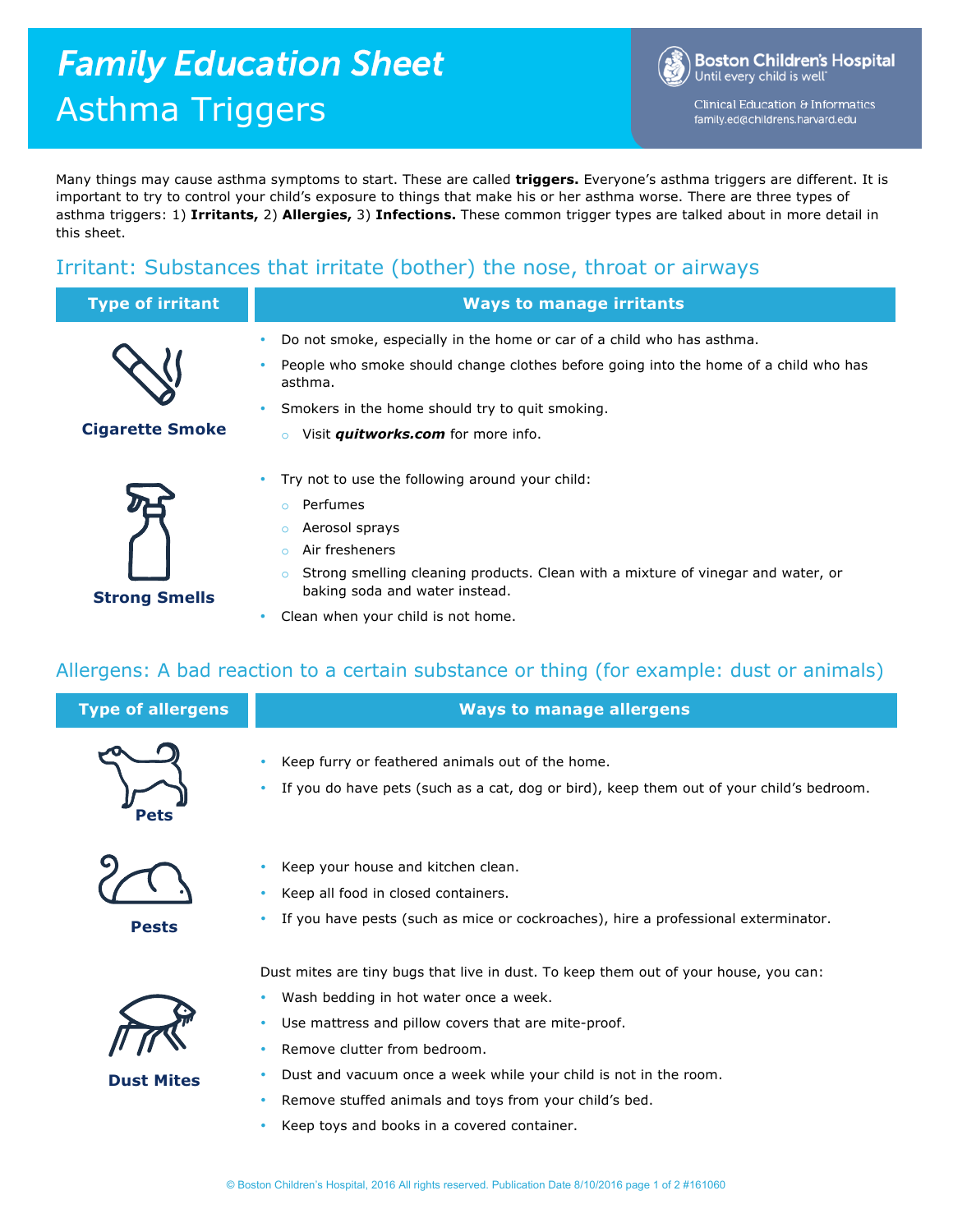# Family Education Sheet

# Asthma Triggers

Boston Children's Hospital
Until every child is well

Clinical Education & Informatics
family.ed@childrens.harvard.edu

Many things may cause asthma symptoms to start. These are called **triggers.** Everyone's asthma triggers are different. It is important to try to control your child's exposure to things that make his or her asthma worse. There are three types of asthma triggers: 1) **Irritants,** 2) **Allergies,** 3) **Infections.** These common trigger types are talked about in more detail in this sheet.

## Irritant: Substances that irritate (bother) the nose, throat or airways

| Type of irritant | Ways to manage irritants |
|---|---|
| **Cigarette Smoke** | • Do not smoke, especially in the home or car of a child who has asthma.<br>• People who smoke should change clothes before going into the home of a child who has asthma.<br>• Smokers in the home should try to quit smoking.<br>&nbsp;&nbsp;○ Visit ***quitworks.com*** for more info. |
| **Strong Smells** | • Try not to use the following around your child:<br>&nbsp;&nbsp;○ Perfumes<br>&nbsp;&nbsp;○ Aerosol sprays<br>&nbsp;&nbsp;○ Air fresheners<br>&nbsp;&nbsp;○ Strong smelling cleaning products. Clean with a mixture of vinegar and water, or baking soda and water instead.<br>• Clean when your child is not home. |

## Allergens: A bad reaction to a certain substance or thing (for example: dust or animals)

| Type of allergens | Ways to manage allergens |
|---|---|
| **Pets** | • Keep furry or feathered animals out of the home.<br>• If you do have pets (such as a cat, dog or bird), keep them out of your child's bedroom. |
| **Pests** | • Keep your house and kitchen clean.<br>• Keep all food in closed containers.<br>• If you have pests (such as mice or cockroaches), hire a professional exterminator. |
| **Dust Mites** | Dust mites are tiny bugs that live in dust. To keep them out of your house, you can:<br>• Wash bedding in hot water once a week.<br>• Use mattress and pillow covers that are mite-proof.<br>• Remove clutter from bedroom.<br>• Dust and vacuum once a week while your child is not in the room.<br>• Remove stuffed animals and toys from your child's bed.<br>• Keep toys and books in a covered container. |

© Boston Children's Hospital, 2016 All rights reserved. Publication Date 8/10/2016 #161060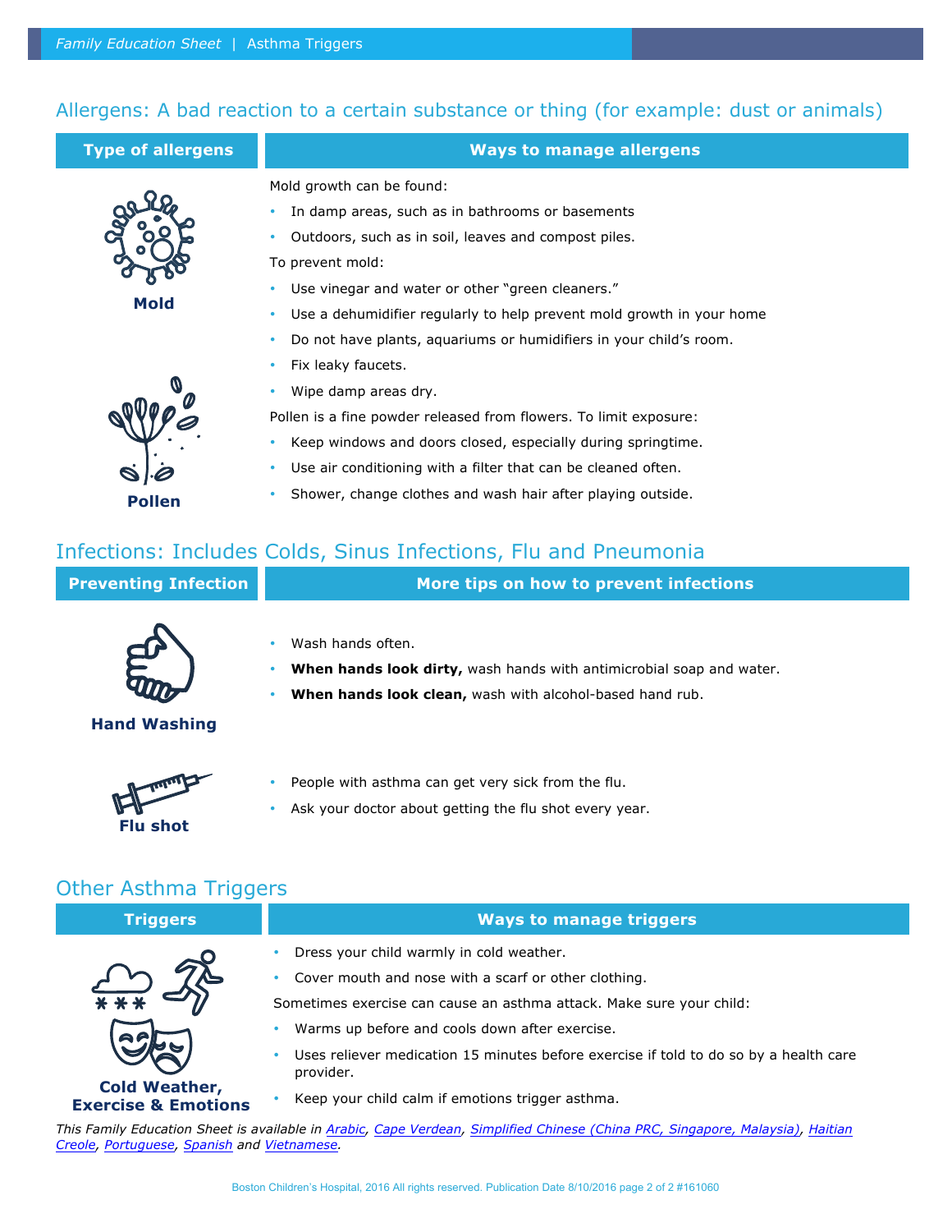## Allergens: A bad reaction to a certain substance or thing (for example: dust or animals)

| Type of allergens | Ways to manage allergens |
|---|---|
| **Mold** | Mold growth can be found:<br>• In damp areas, such as in bathrooms or basements<br>• Outdoors, such as in soil, leaves and compost piles.<br>To prevent mold:<br>• Use vinegar and water or other "green cleaners."<br>• Use a dehumidifier regularly to help prevent mold growth in your home<br>• Do not have plants, aquariums or humidifiers in your child's room.<br>• Fix leaky faucets.<br>• Wipe damp areas dry. |
| **Pollen** | Pollen is a fine powder released from flowers. To limit exposure:<br>• Keep windows and doors closed, especially during springtime.<br>• Use air conditioning with a filter that can be cleaned often.<br>• Shower, change clothes and wash hair after playing outside. |

## Infections: Includes Colds, Sinus Infections, Flu and Pneumonia

| Preventing Infection | More tips on how to prevent infections |
|---|---|
| **Hand Washing** | • Wash hands often.<br>• **When hands look dirty,** wash hands with antimicrobial soap and water.<br>• **When hands look clean,** wash with alcohol-based hand rub. |
| **Flu shot** | • People with asthma can get very sick from the flu.<br>• Ask your doctor about getting the flu shot every year. |

## Other Asthma Triggers

| Triggers | Ways to manage triggers |
|---|---|
| **Cold Weather, Exercise & Emotions** | • Dress your child warmly in cold weather.<br>• Cover mouth and nose with a scarf or other clothing.<br>Sometimes exercise can cause an asthma attack. Make sure your child:<br>• Warms up before and cools down after exercise.<br>• Uses reliever medication 15 minutes before exercise if told to do so by a health care provider.<br>• Keep your child calm if emotions trigger asthma. |

*This Family Education Sheet is available in Arabic, Cape Verdean, Simplified Chinese (China PRC, Singapore, Malaysia), Haitian Creole, Portuguese, Spanish and Vietnamese.*

Boston Children's Hospital, 2016 All rights reserved. Publication Date 8/10/2016 #161060